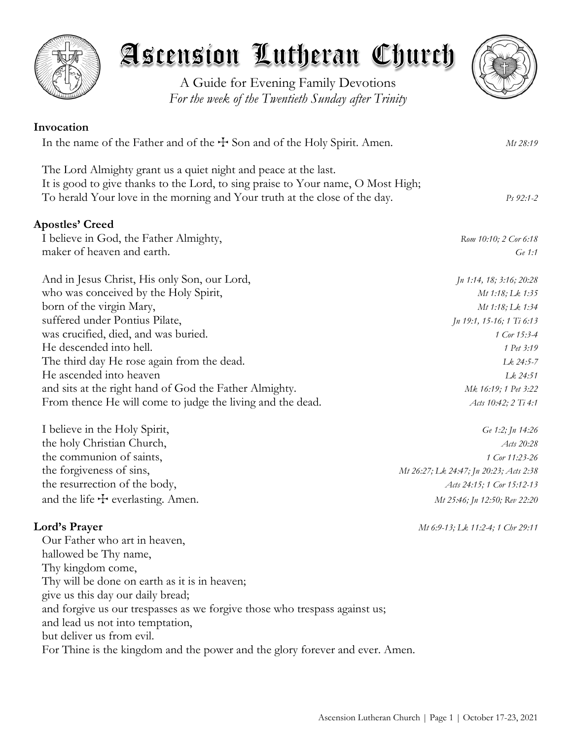# Ascension Lutheran Church

A Guide for Evening Family Devotions
*For the week of the Twentieth Sunday after Trinity*

**Invocation**

In the name of the Father and of the ☩ Son and of the Holy Spirit. Amen. *Mt 28:19*

The Lord Almighty grant us a quiet night and peace at the last.
It is good to give thanks to the Lord, to sing praise to Your name, O Most High;
To herald Your love in the morning and Your truth at the close of the day. *Ps 92:1-2*

**Apostles' Creed**

I believe in God, the Father Almighty, *Rom 10:10; 2 Cor 6:18*
maker of heaven and earth. *Ge 1:1*

And in Jesus Christ, His only Son, our Lord, *Jn 1:14, 18; 3:16; 20:28*
who was conceived by the Holy Spirit, *Mt 1:18; Lk 1:35*
born of the virgin Mary, *Mt 1:18; Lk 1:34*
suffered under Pontius Pilate, *Jn 19:1, 15-16; 1 Ti 6:13*
was crucified, died, and was buried. *1 Cor 15:3-4*
He descended into hell. *1 Pet 3:19*
The third day He rose again from the dead. *Lk 24:5-7*
He ascended into heaven *Lk 24:51*
and sits at the right hand of God the Father Almighty. *Mk 16:19; 1 Pet 3:22*
From thence He will come to judge the living and the dead. *Acts 10:42; 2 Ti 4:1*

I believe in the Holy Spirit, *Ge 1:2; Jn 14:26*
the holy Christian Church, *Acts 20:28*
the communion of saints, *1 Cor 11:23-26*
the forgiveness of sins, *Mt 26:27; Lk 24:47; Jn 20:23; Acts 2:38*
the resurrection of the body, *Acts 24:15; 1 Cor 15:12-13*
and the life ☩ everlasting. Amen. *Mt 25:46; Jn 12:50; Rev 22:20*

**Lord's Prayer** *Mt 6:9-13; Lk 11:2-4; 1 Chr 29:11*

Our Father who art in heaven,
hallowed be Thy name,
Thy kingdom come,
Thy will be done on earth as it is in heaven;
give us this day our daily bread;
and forgive us our trespasses as we forgive those who trespass against us;
and lead us not into temptation,
but deliver us from evil.
For Thine is the kingdom and the power and the glory forever and ever. Amen.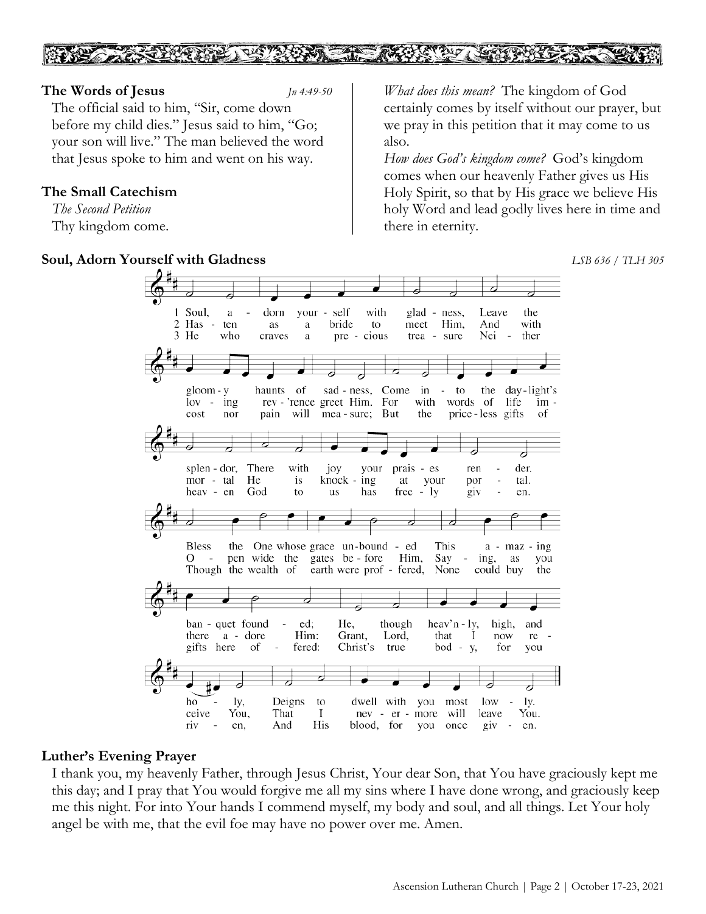**The Words of Jesus** *Jn 4:49-50*

The official said to him, "Sir, come down before my child dies." Jesus said to him, "Go; your son will live." The man believed the word that Jesus spoke to him and went on his way.

**The Small Catechism**

*The Second Petition*

Thy kingdom come.

*What does this mean?* The kingdom of God certainly comes by itself without our prayer, but we pray in this petition that it may come to us also.

*How does God's kingdom come?* God's kingdom comes when our heavenly Father gives us His Holy Spirit, so that by His grace we believe His holy Word and lead godly lives here in time and there in eternity.

**Soul, Adorn Yourself with Gladness** *LSB 636 / TLH 305*

1 Soul, adorn yourself with gladness, Leave the gloomy haunts of sadness, Come into the daylight's splendor, There with joy your praises render. Bless the One whose grace unbounded This amazing banquet founded; He, though heav'nly, high, and holy, Deigns to dwell with you most lowly.

2 Hasten as a bride to meet Him, And with loving rev'rence greet Him. For with words of life immortal He is knocking at your portal. Open wide the gates before Him, Saying, as you there adore Him: Grant, Lord, that I now receive You, That I nevermore will leave You.

3 He who craves a precious treasure Neither cost nor pain will measure; But the priceless gifts of heaven God to us has freely given. Though the wealth of earth were proffered, None could buy the gifts here offered: Christ's true body, for you riven, And His blood, for you once given.

**Luther's Evening Prayer**

I thank you, my heavenly Father, through Jesus Christ, Your dear Son, that You have graciously kept me this day; and I pray that You would forgive me all my sins where I have done wrong, and graciously keep me this night. For into Your hands I commend myself, my body and soul, and all things. Let Your holy angel be with me, that the evil foe may have no power over me. Amen.